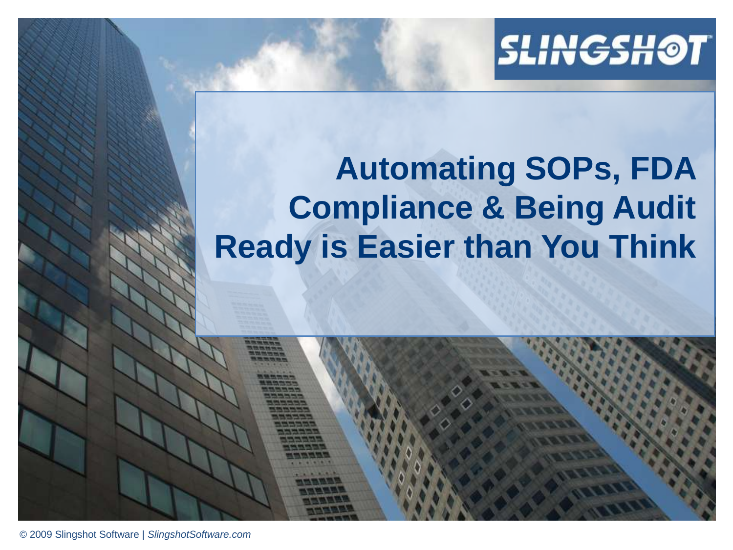SLINGSHOT

# Automating SOPs, FDA Compliance & Being Audit Ready is Easier than You Think

© 2009 Slingshot Software | *SlingshotSoftware.com*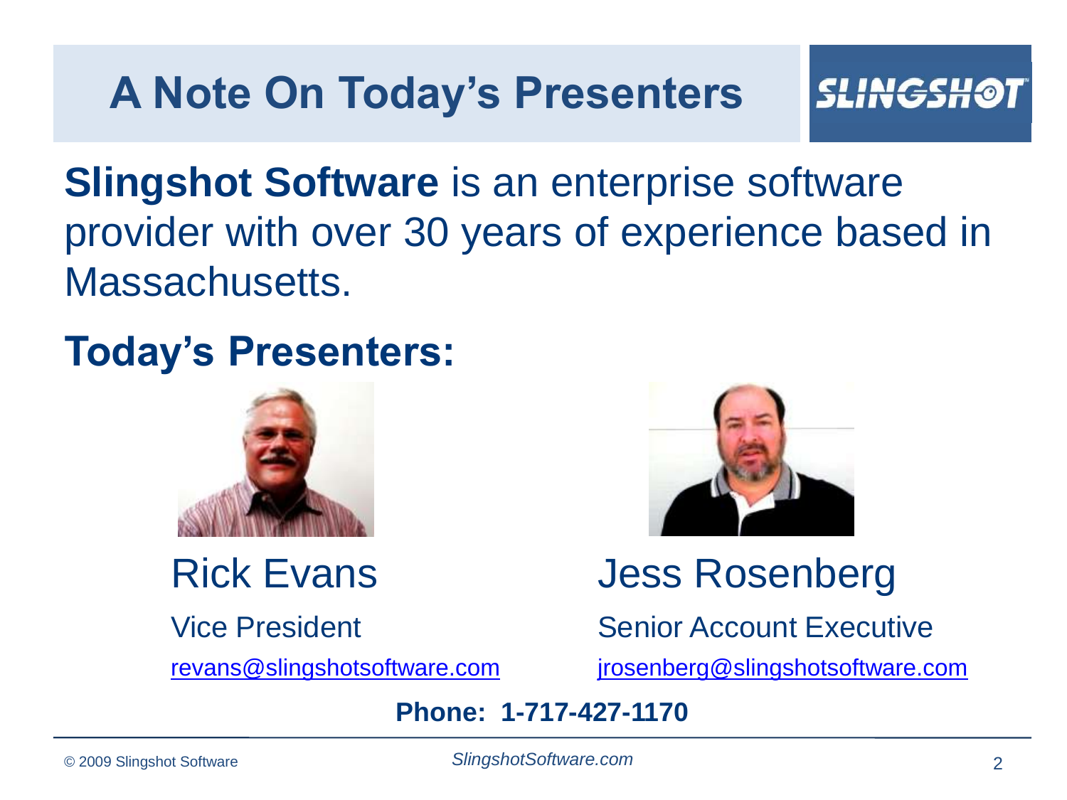# A Note On Today's Presenters

**Slingshot Software** is an enterprise software provider with over 30 years of experience based in Massachusetts.

## Today's Presenters:

**Rick Evans**
Vice President
revans@slingshotsoftware.com

**Jess Rosenberg**
Senior Account Executive
jrosenberg@slingshotsoftware.com

**Phone: 1-717-427-1170**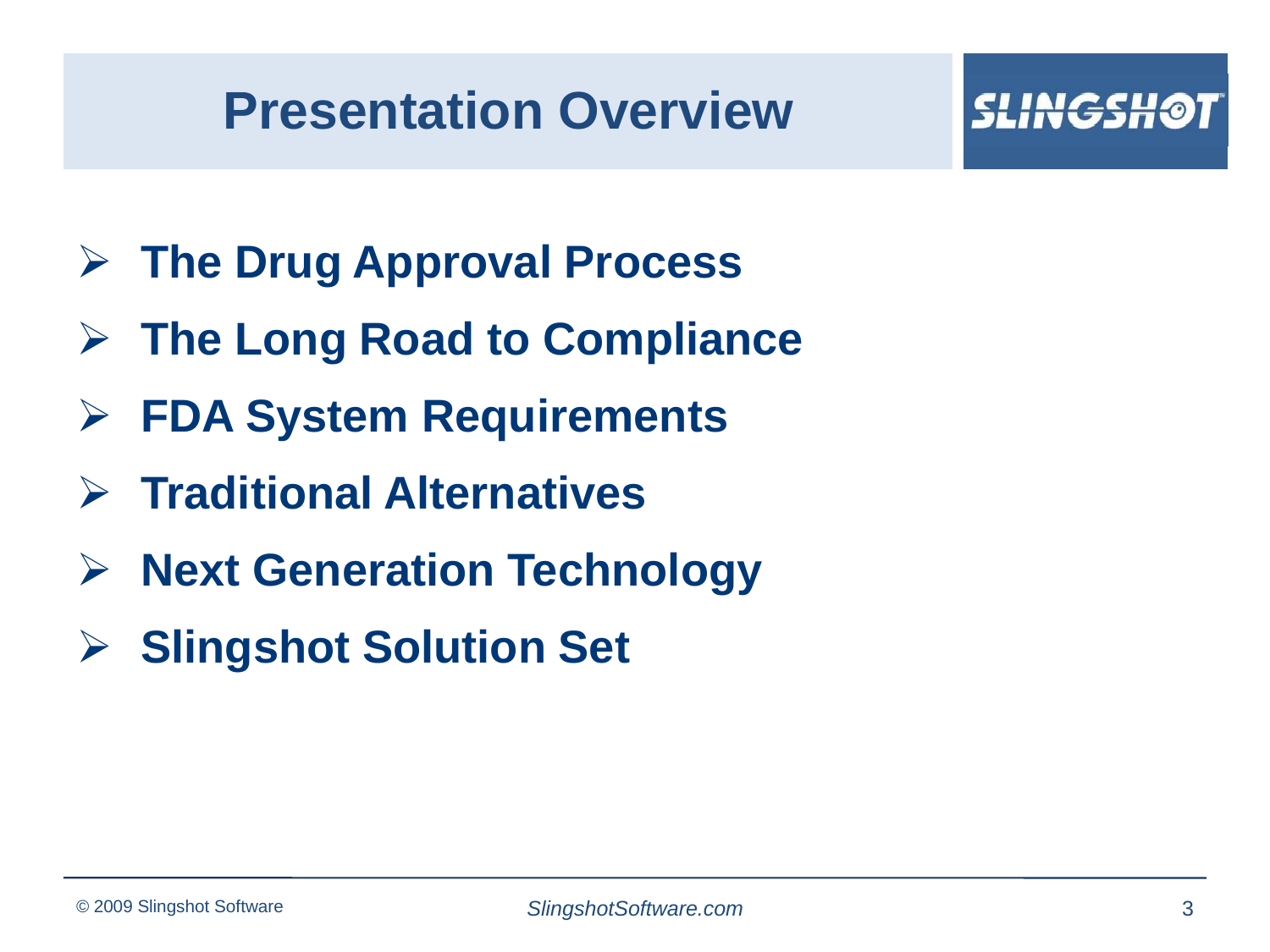# Presentation Overview

- **The Drug Approval Process**
- **The Long Road to Compliance**
- **FDA System Requirements**
- **Traditional Alternatives**
- **Next Generation Technology**
- **Slingshot Solution Set**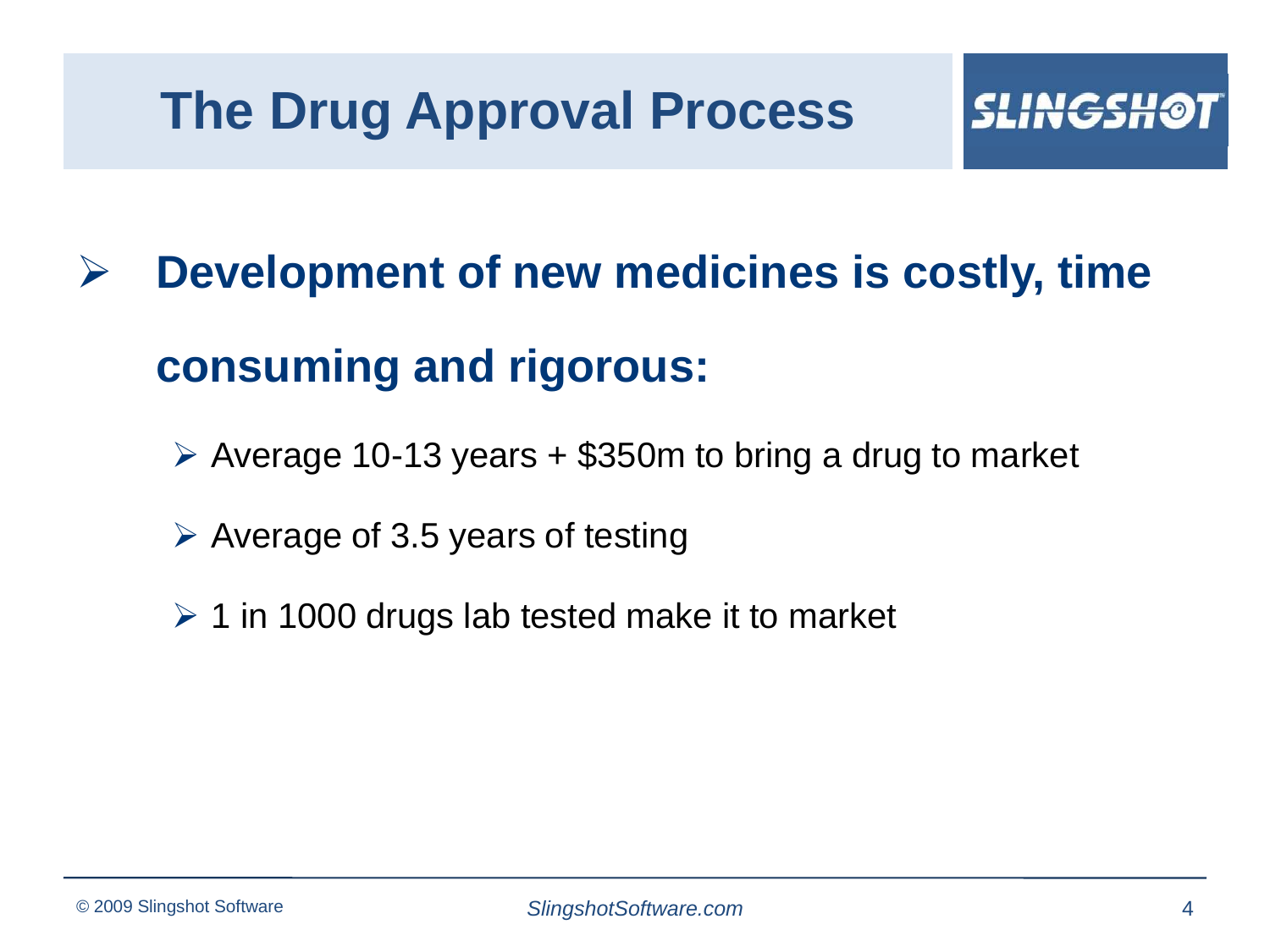# The Drug Approval Process

- **Development of new medicines is costly, time consuming and rigorous:**
  - Average 10-13 years + $350m to bring a drug to market
  - Average of 3.5 years of testing
  - 1 in 1000 drugs lab tested make it to market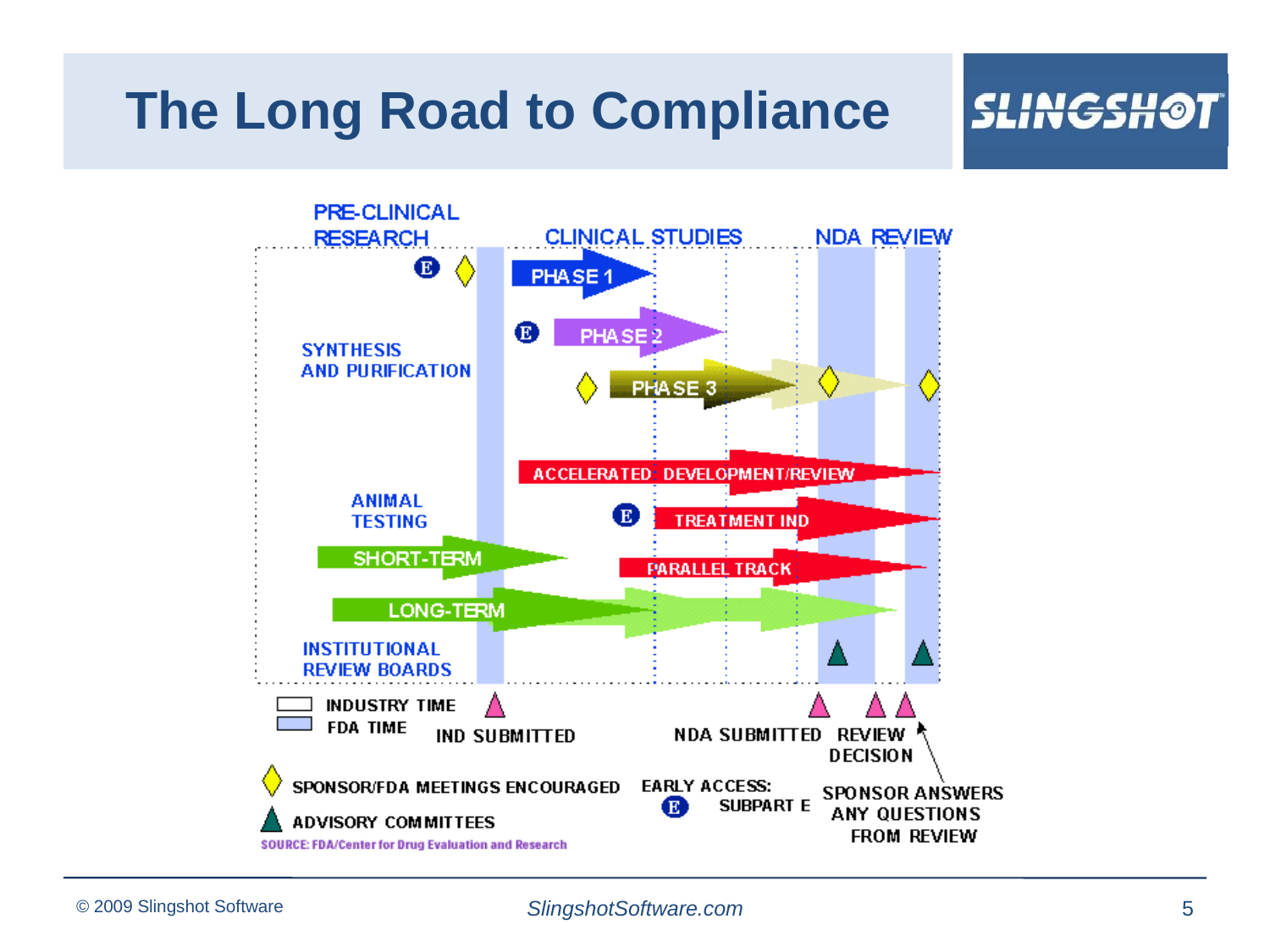# The Long Road to Compliance

PRE-CLINICAL RESEARCH

CLINICAL STUDIES

NDA REVIEW

PHASE 1

PHASE 2

PHASE 3

SYNTHESIS AND PURIFICATION

ACCELERATED DEVELOPMENT/REVIEW

ANIMAL TESTING

TREATMENT IND

SHORT-TERM

PARALLEL TRACK

LONG-TERM

INSTITUTIONAL REVIEW BOARDS

INDUSTRY TIME

FDA TIME

IND SUBMITTED

NDA SUBMITTED

REVIEW DECISION

SPONSOR/FDA MEETINGS ENCOURAGED

ADVISORY COMMITTEES

EARLY ACCESS: SUBPART E

SPONSOR ANSWERS ANY QUESTIONS FROM REVIEW

SOURCE: FDA/Center for Drug Evaluation and Research

© 2009 Slingshot Software

*SlingshotSoftware.com*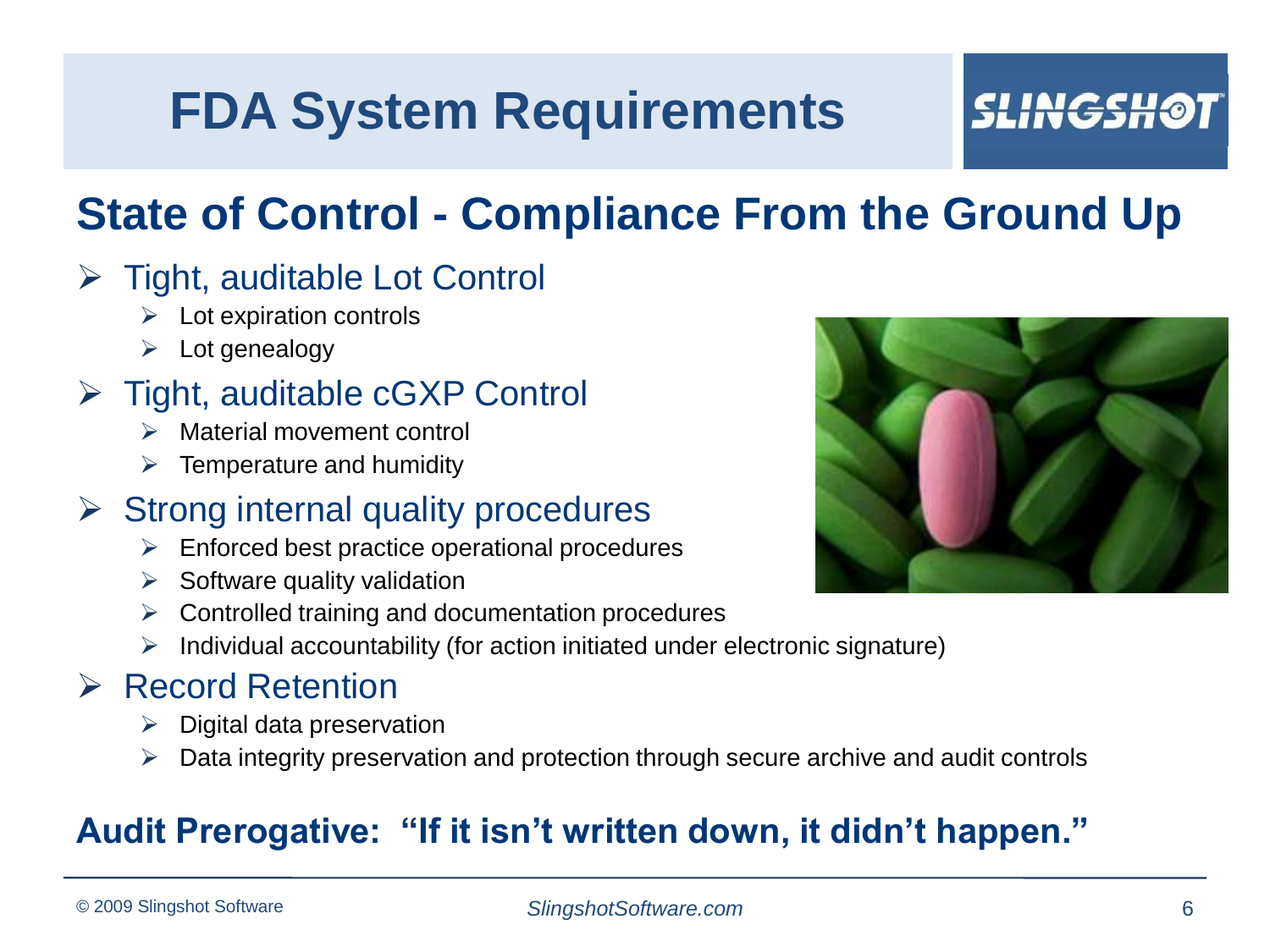# FDA System Requirements

SLINGSHOT

## State of Control - Compliance From the Ground Up

- Tight, auditable Lot Control
  - Lot expiration controls
  - Lot genealogy
- Tight, auditable cGXP Control
  - Material movement control
  - Temperature and humidity
- Strong internal quality procedures
  - Enforced best practice operational procedures
  - Software quality validation
  - Controlled training and documentation procedures
  - Individual accountability (for action initiated under electronic signature)
- Record Retention
  - Digital data preservation
  - Data integrity preservation and protection through secure archive and audit controls

**Audit Prerogative: "If it isn't written down, it didn't happen."**

© 2009 Slingshot Software

*SlingshotSoftware.com*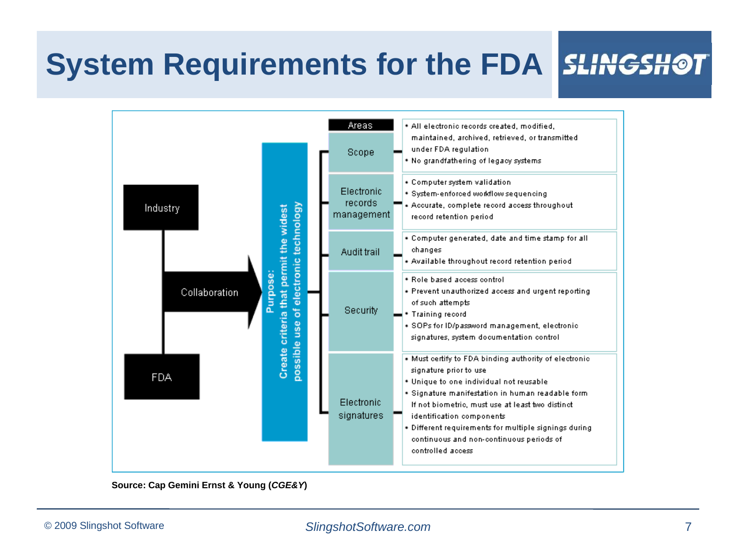# System Requirements for the FDA

Industry — Collaboration — FDA

**Purpose: Create criteria that permit the widest possible use of electronic technology**

| Areas | |
|---|---|
| Scope | • All electronic records created, modified, maintained, archived, retrieved, or transmitted under FDA regulation<br>• No grandfathering of legacy systems |
| Electronic records management | • Computer system validation<br>• System-enforced workflow sequencing<br>• Accurate, complete record access throughout record retention period |
| Audit trail | • Computer generated, date and time stamp for all changes<br>• Available throughout record retention period |
| Security | • Role based access control<br>• Prevent unauthorized access and urgent reporting of such attempts<br>• Training record<br>• SOPs for ID/password management, electronic signatures, system documentation control |
| Electronic signatures | • Must certify to FDA binding authority of electronic signature prior to use<br>• Unique to one individual not reusable<br>• Signature manifestation in human readable form If not biometric, must use at least two distinct identification components<br>• Different requirements for multiple signings during continuous and non-continuous periods of controlled access |

**Source: Cap Gemini Ernst & Young (*CGE&Y*)**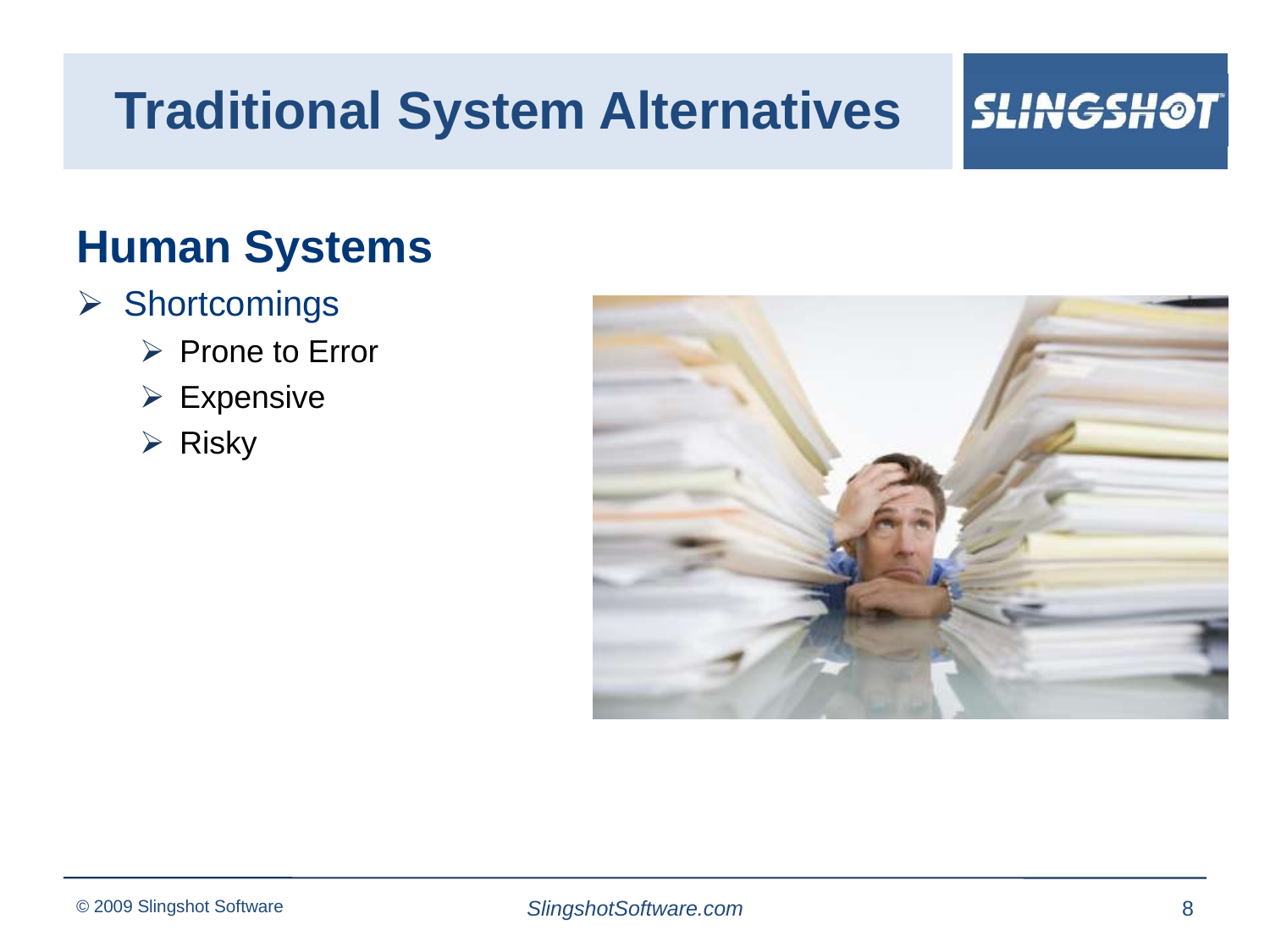# Traditional System Alternatives

## Human Systems

- Shortcomings
  - Prone to Error
  - Expensive
  - Risky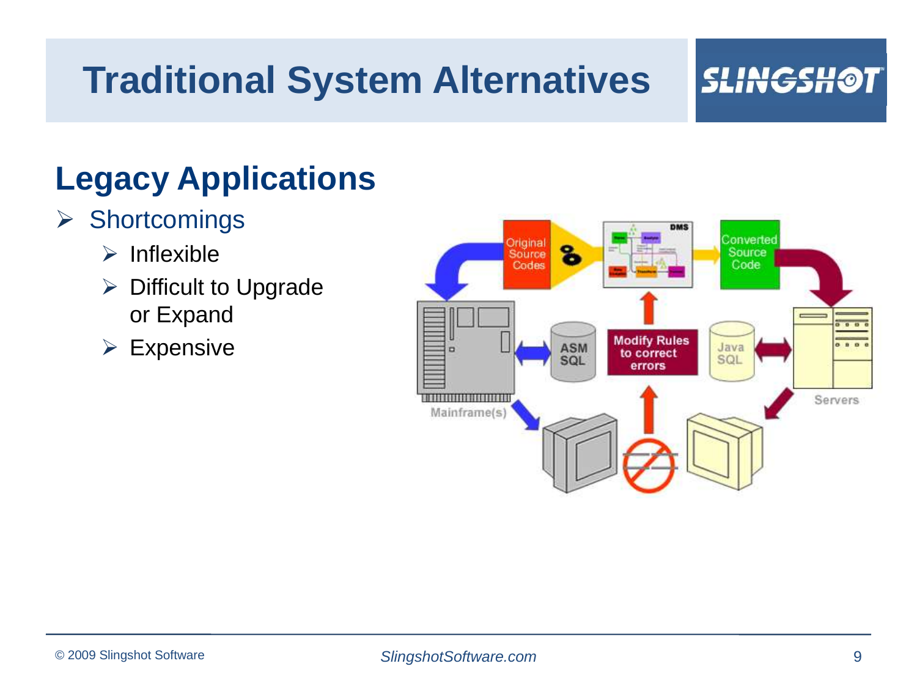# Traditional System Alternatives

## Legacy Applications

- Shortcomings
  - Inflexible
  - Difficult to Upgrade or Expand
  - Expensive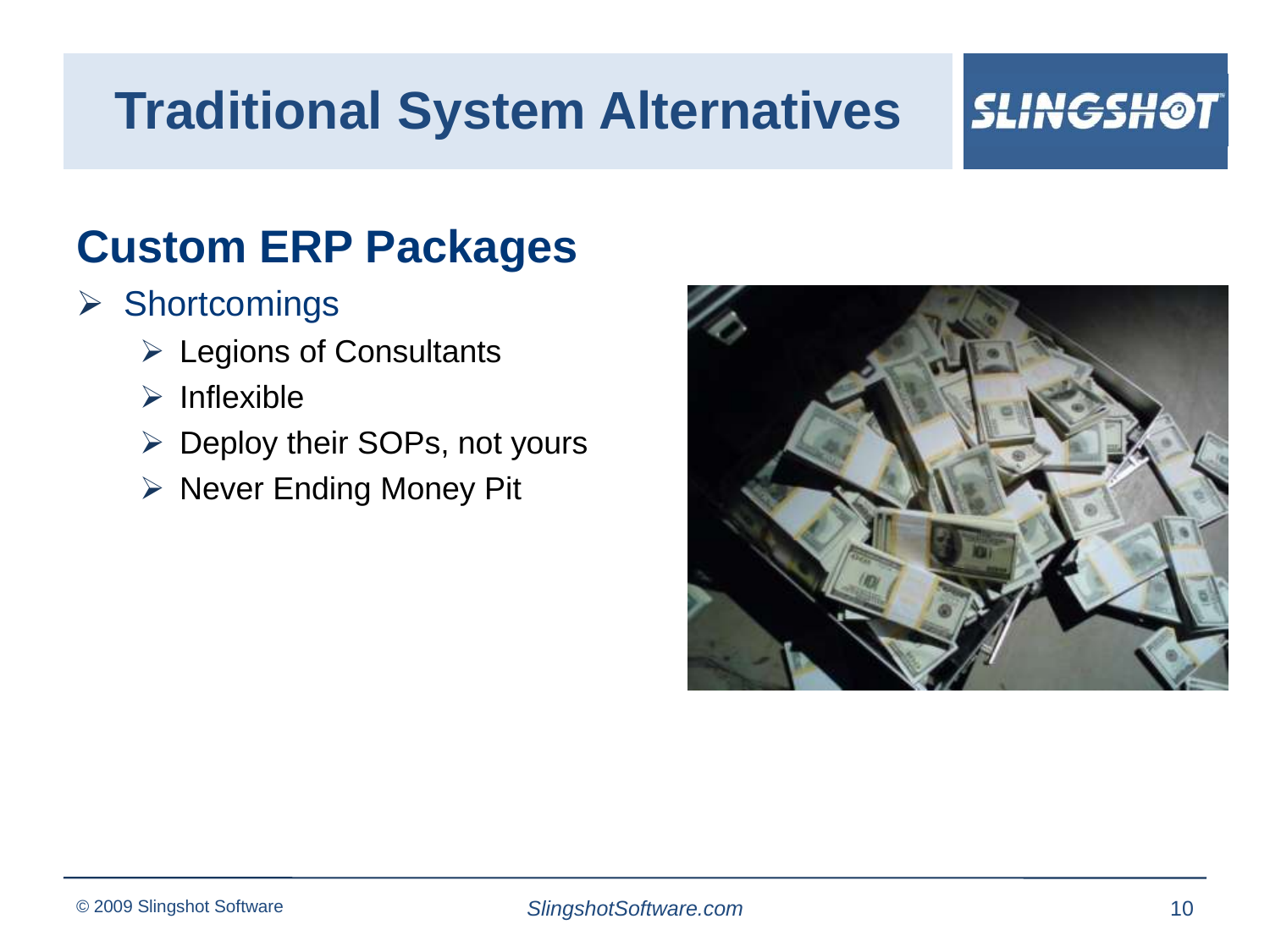# Traditional System Alternatives

## Custom ERP Packages

- Shortcomings
  - Legions of Consultants
  - Inflexible
  - Deploy their SOPs, not yours
  - Never Ending Money Pit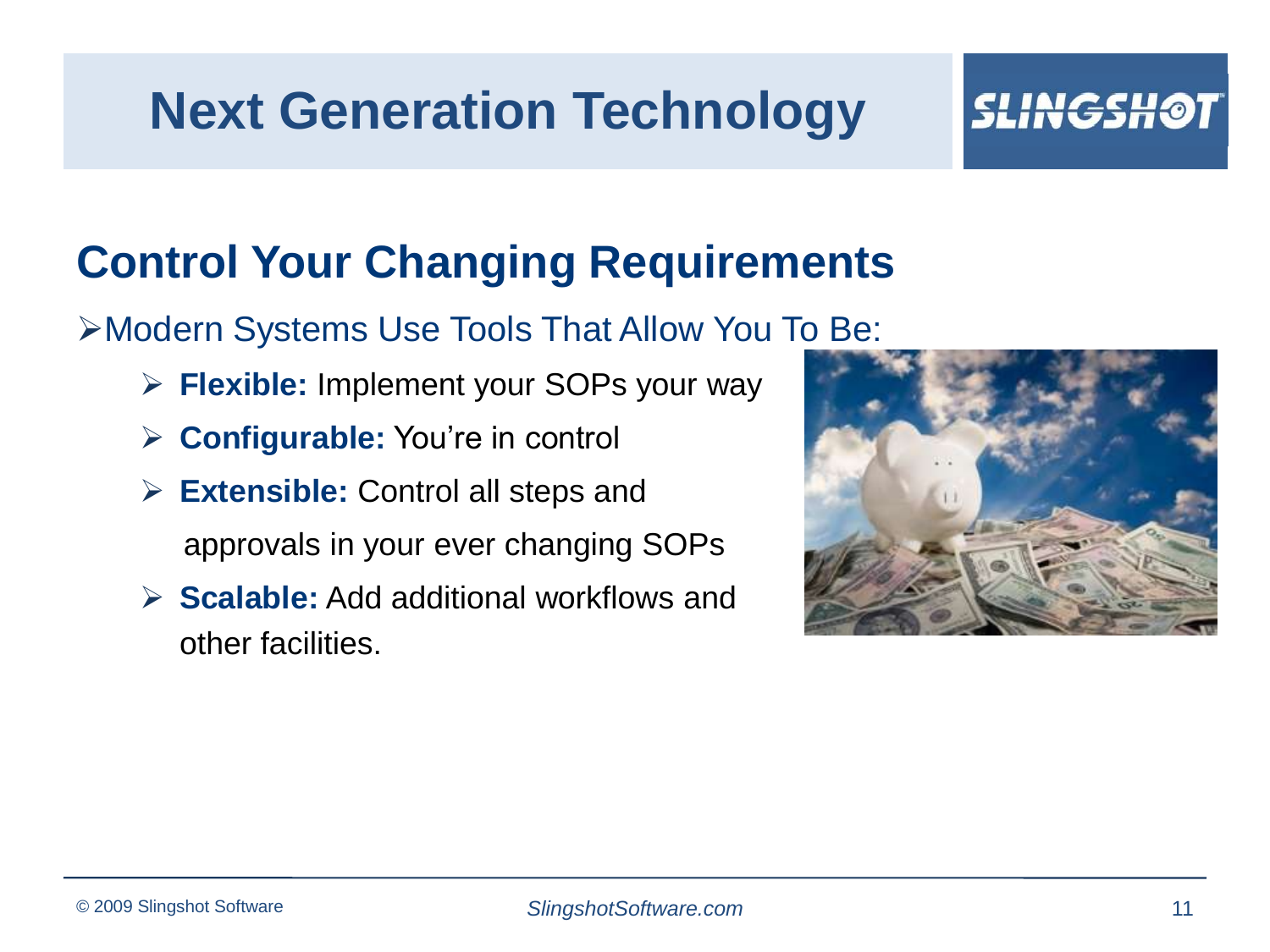# Next Generation Technology

## Control Your Changing Requirements

- Modern Systems Use Tools That Allow You To Be:
  - **Flexible:** Implement your SOPs your way
  - **Configurable:** You're in control
  - **Extensible:** Control all steps and approvals in your ever changing SOPs
  - **Scalable:** Add additional workflows and other facilities.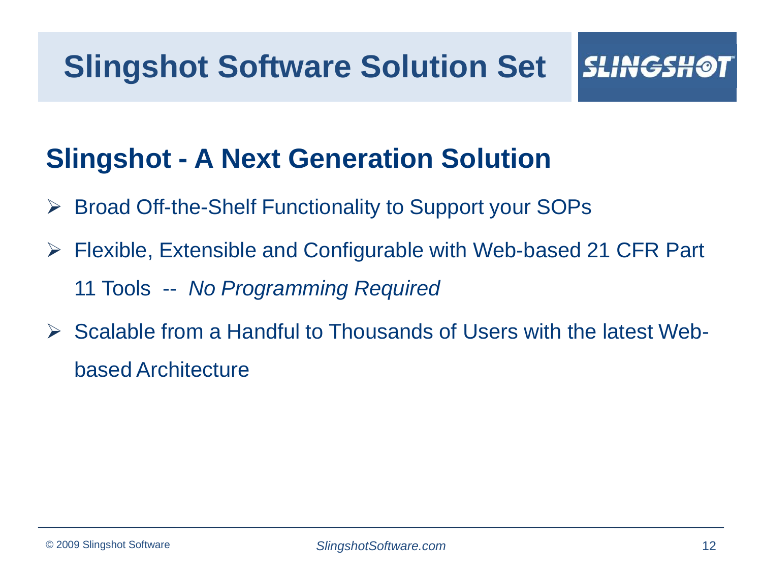# Slingshot Software Solution Set

## Slingshot - A Next Generation Solution

- Broad Off-the-Shelf Functionality to Support your SOPs
- Flexible, Extensible and Configurable with Web-based 21 CFR Part 11 Tools -- *No Programming Required*
- Scalable from a Handful to Thousands of Users with the latest Web-based Architecture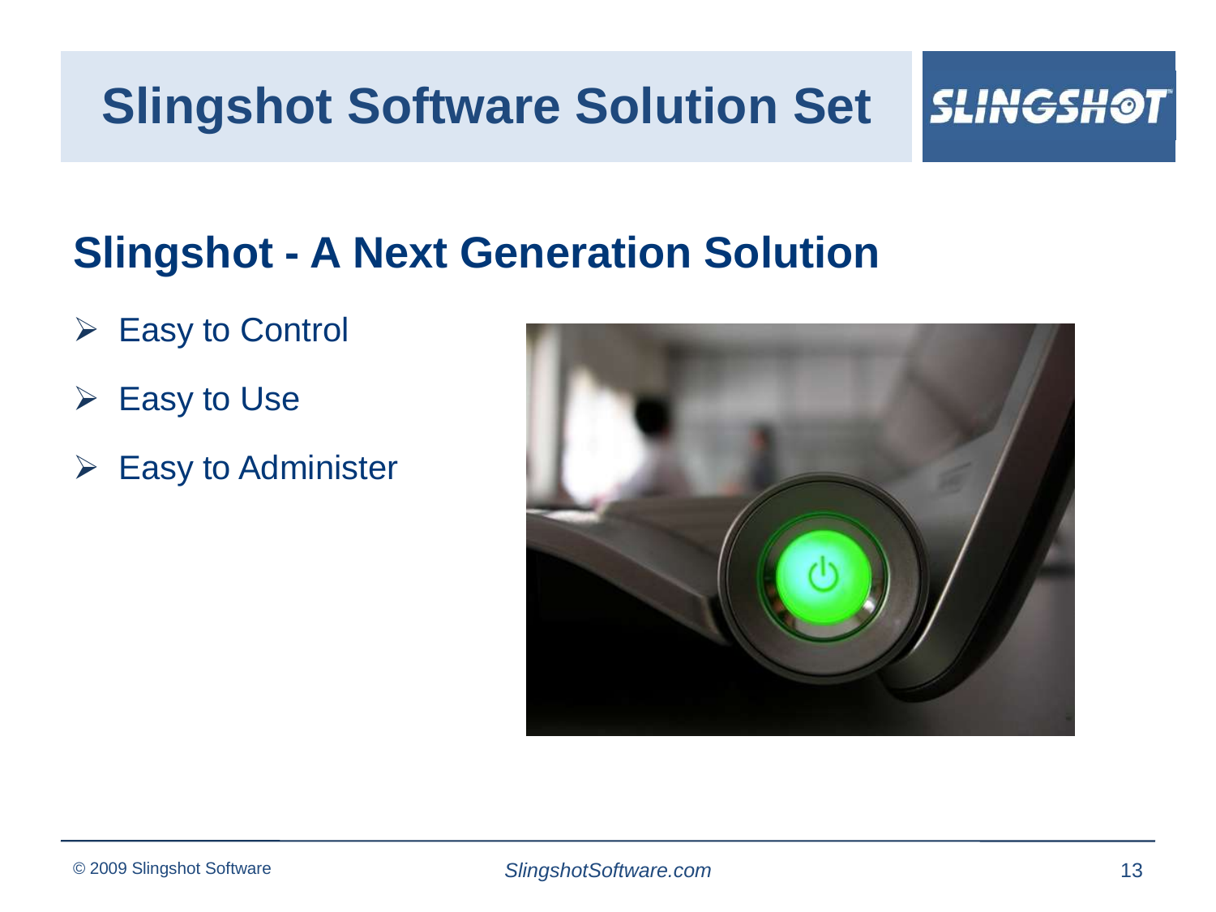# Slingshot Software Solution Set

## Slingshot - A Next Generation Solution

- Easy to Control
- Easy to Use
- Easy to Administer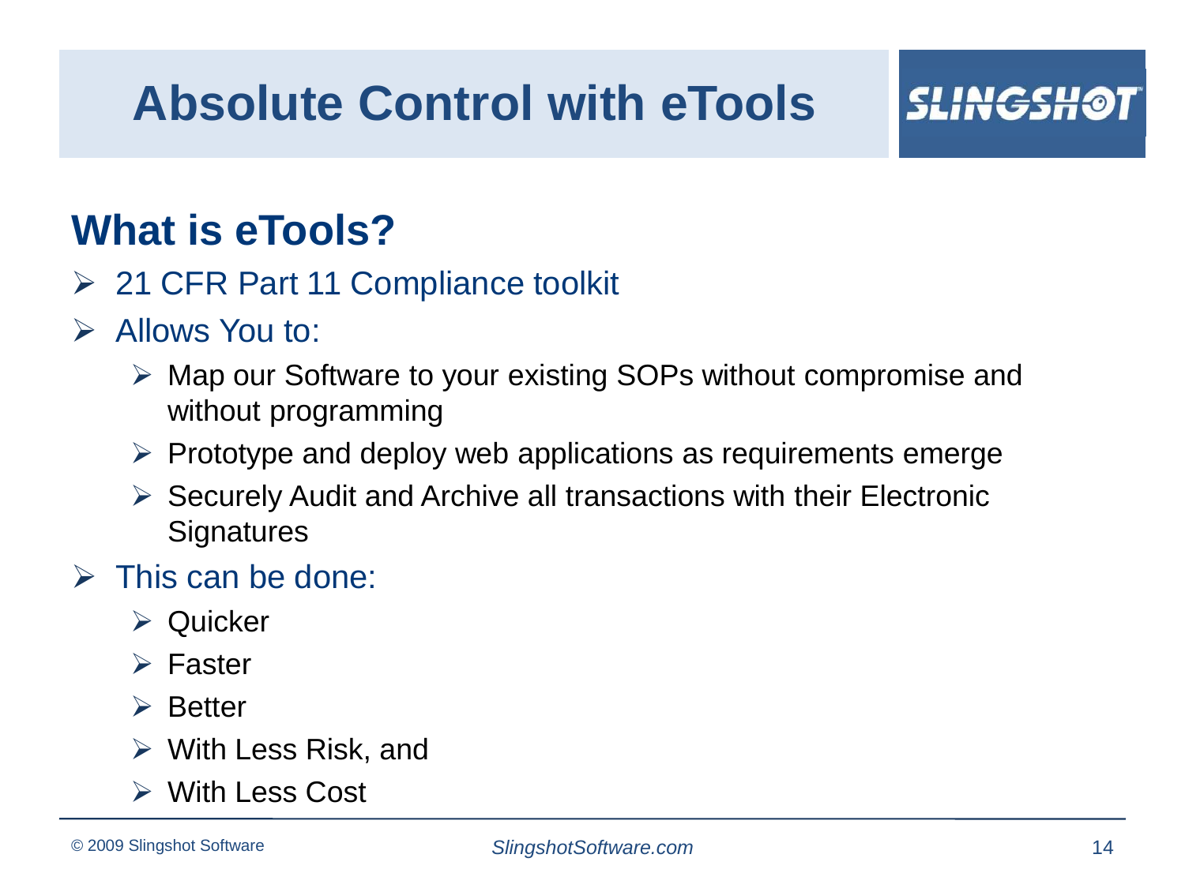# Absolute Control with eTools

SLINGSHOT

## What is eTools?

- 21 CFR Part 11 Compliance toolkit
- Allows You to:
  - Map our Software to your existing SOPs without compromise and without programming
  - Prototype and deploy web applications as requirements emerge
  - Securely Audit and Archive all transactions with their Electronic Signatures
- This can be done:
  - Quicker
  - Faster
  - Better
  - With Less Risk, and
  - With Less Cost

© 2009 Slingshot Software *SlingshotSoftware.com*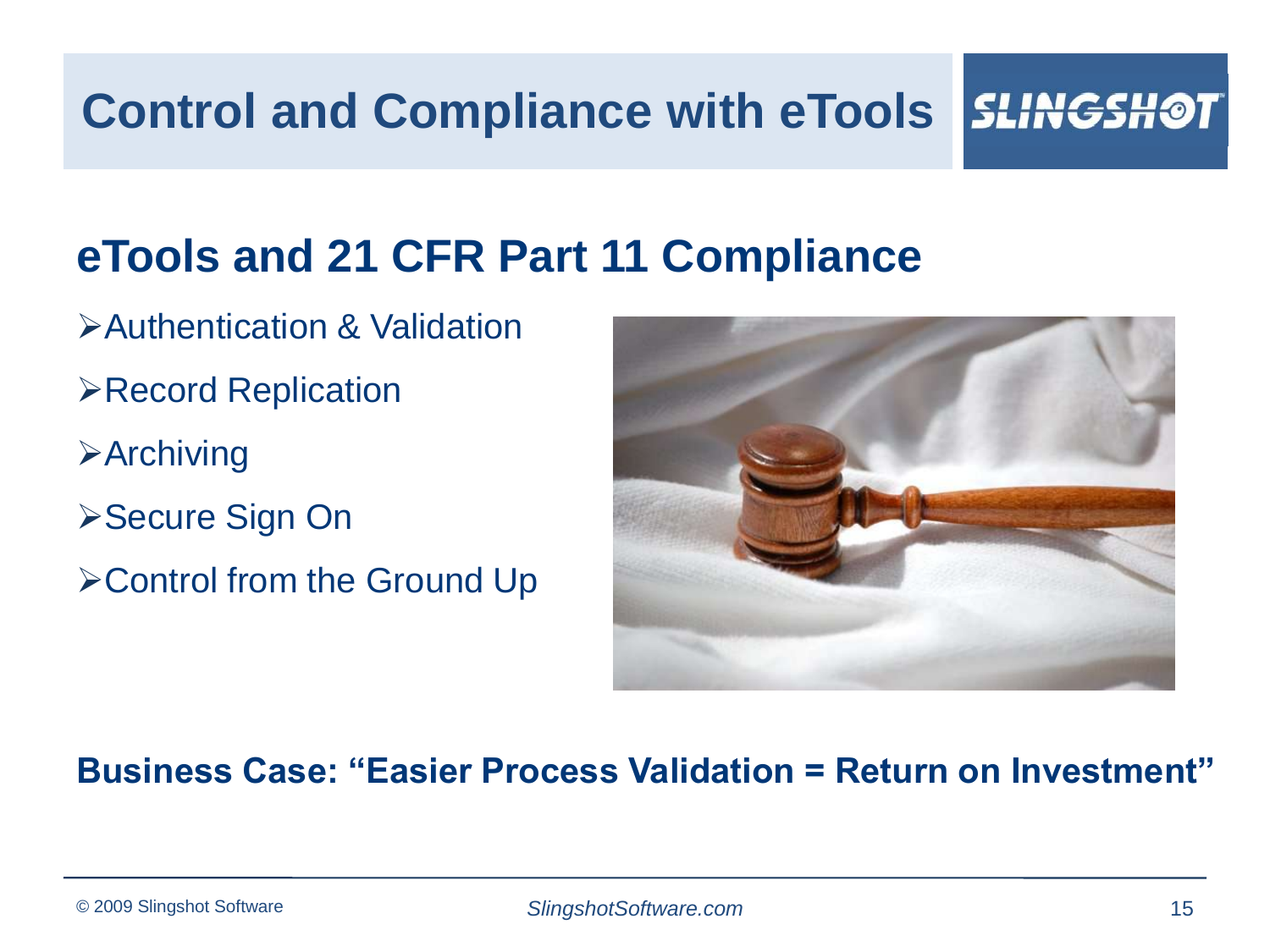# Control and Compliance with eTools

## eTools and 21 CFR Part 11 Compliance

- Authentication & Validation
- Record Replication
- Archiving
- Secure Sign On
- Control from the Ground Up

**Business Case: “Easier Process Validation = Return on Investment”**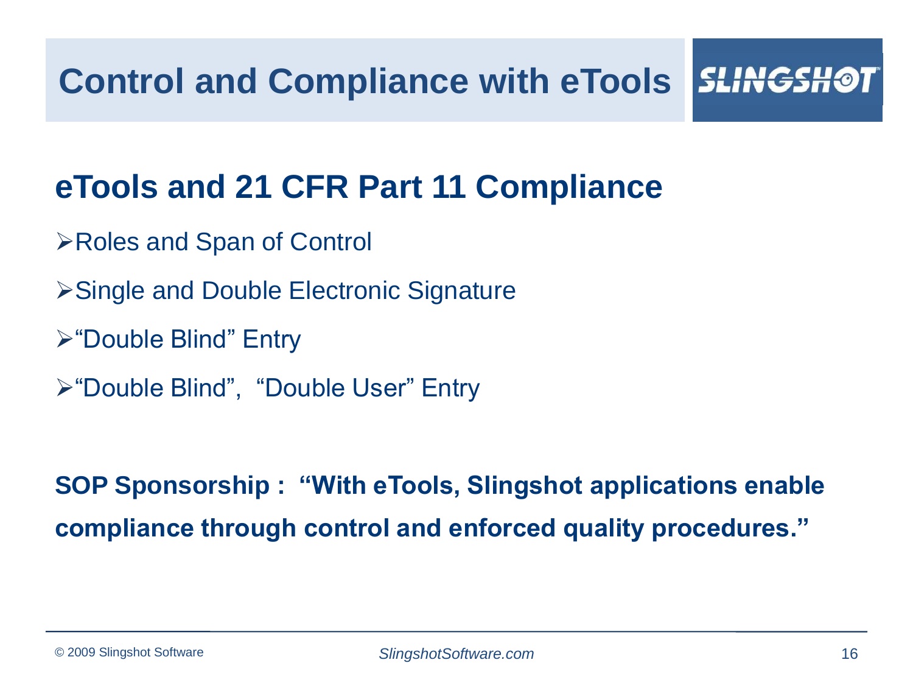# Control and Compliance with eTools

SLINGSHOT

## eTools and 21 CFR Part 11 Compliance

- Roles and Span of Control
- Single and Double Electronic Signature
- "Double Blind" Entry
- "Double Blind", "Double User" Entry

**SOP Sponsorship : "With eTools, Slingshot applications enable compliance through control and enforced quality procedures."**

© 2009 Slingshot Software

*SlingshotSoftware.com*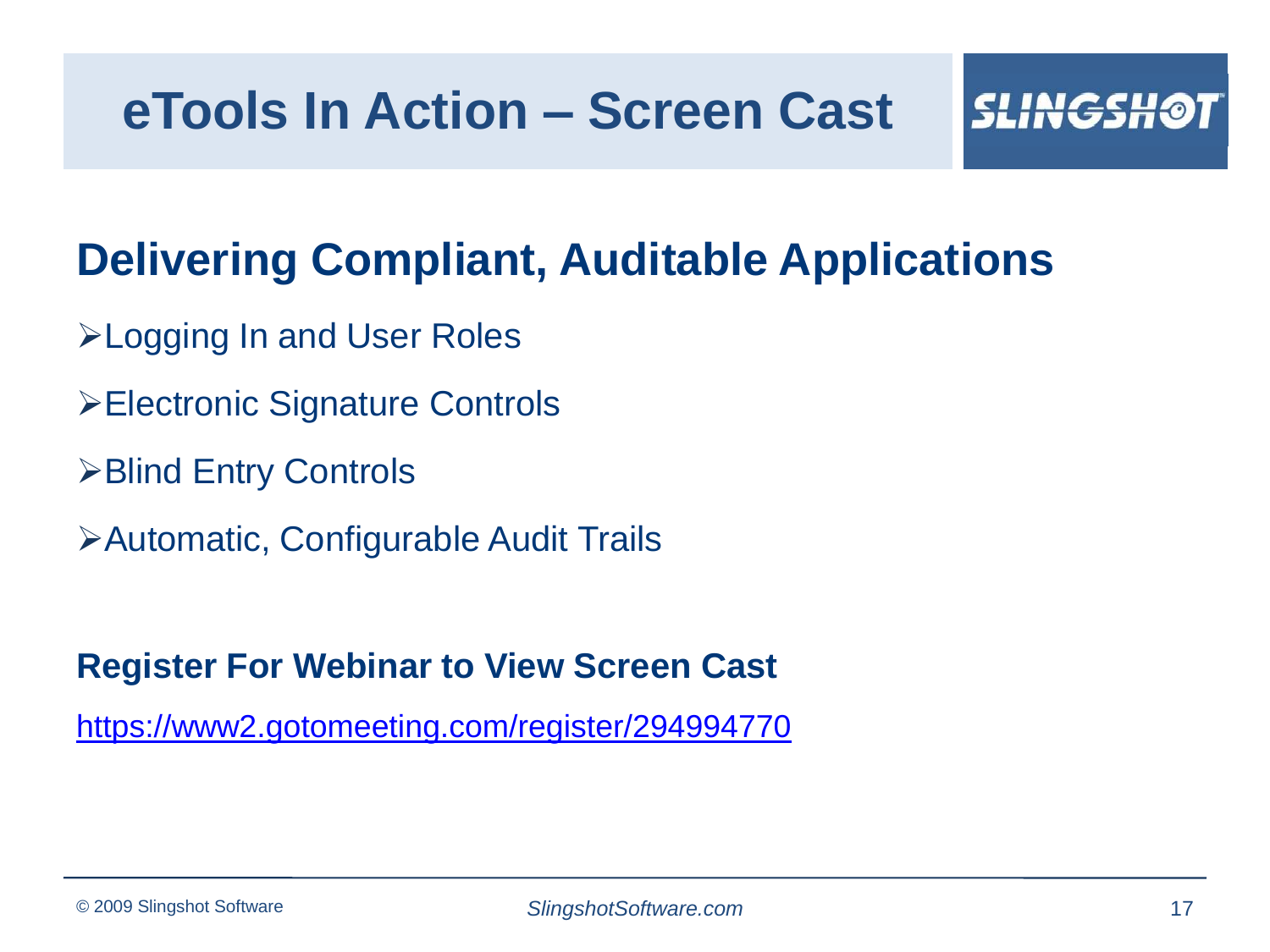# eTools In Action – Screen Cast

## Delivering Compliant, Auditable Applications

- Logging In and User Roles
- Electronic Signature Controls
- Blind Entry Controls
- Automatic, Configurable Audit Trails

**Register For Webinar to View Screen Cast**

https://www2.gotomeeting.com/register/294994770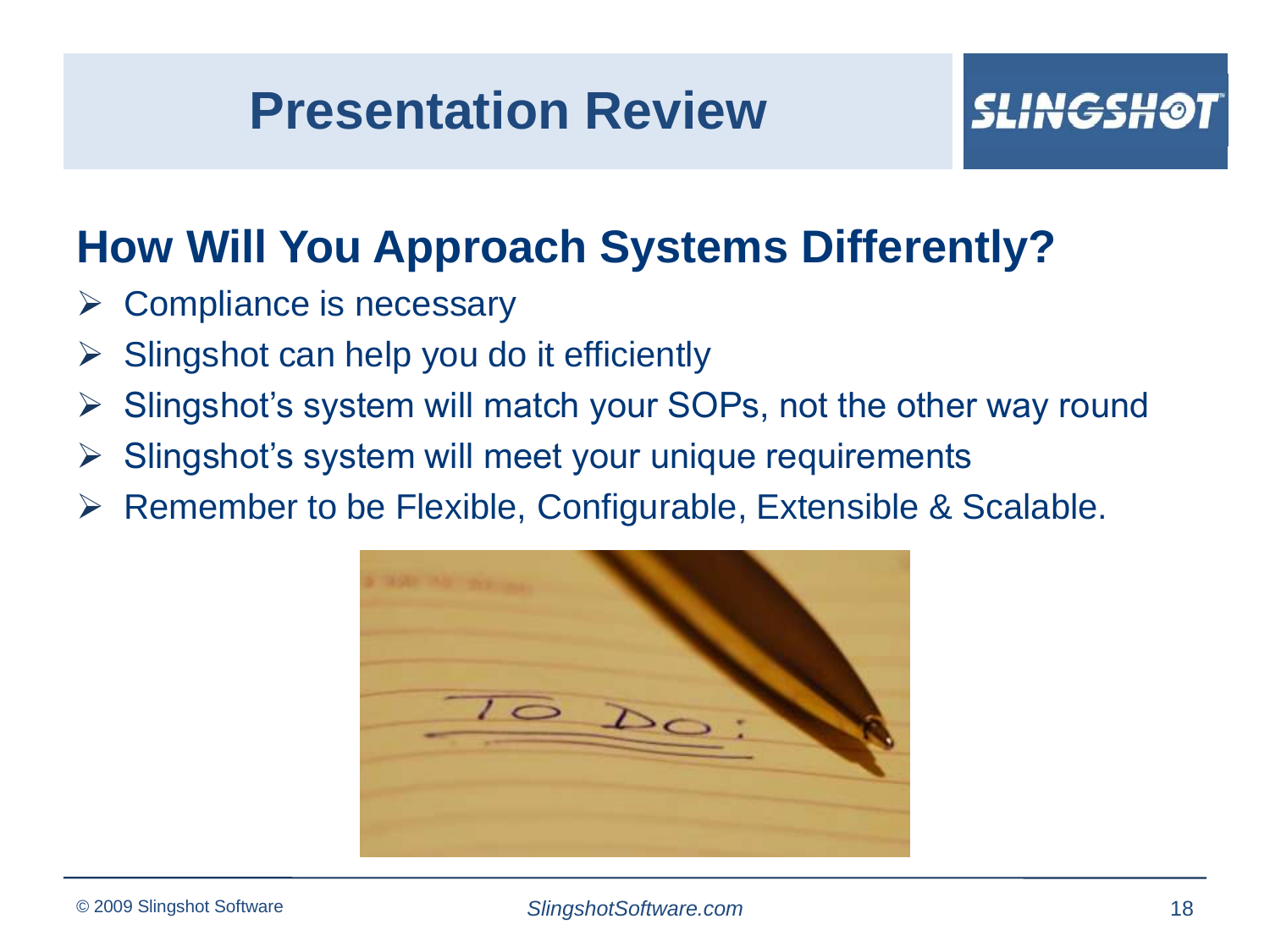# Presentation Review

## How Will You Approach Systems Differently?

- Compliance is necessary
- Slingshot can help you do it efficiently
- Slingshot's system will match your SOPs, not the other way round
- Slingshot's system will meet your unique requirements
- Remember to be Flexible, Configurable, Extensible & Scalable.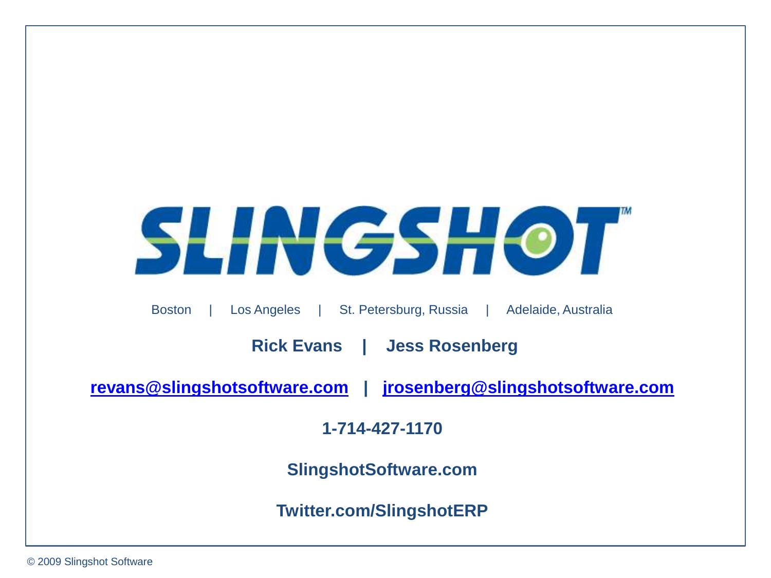SLINGSHOT™

Boston | Los Angeles | St. Petersburg, Russia | Adelaide, Australia

**Rick Evans | Jess Rosenberg**

**revans@slingshotsoftware.com | jrosenberg@slingshotsoftware.com**

**1-714-427-1170**

**SlingshotSoftware.com**

**Twitter.com/SlingshotERP**

© 2009 Slingshot Software